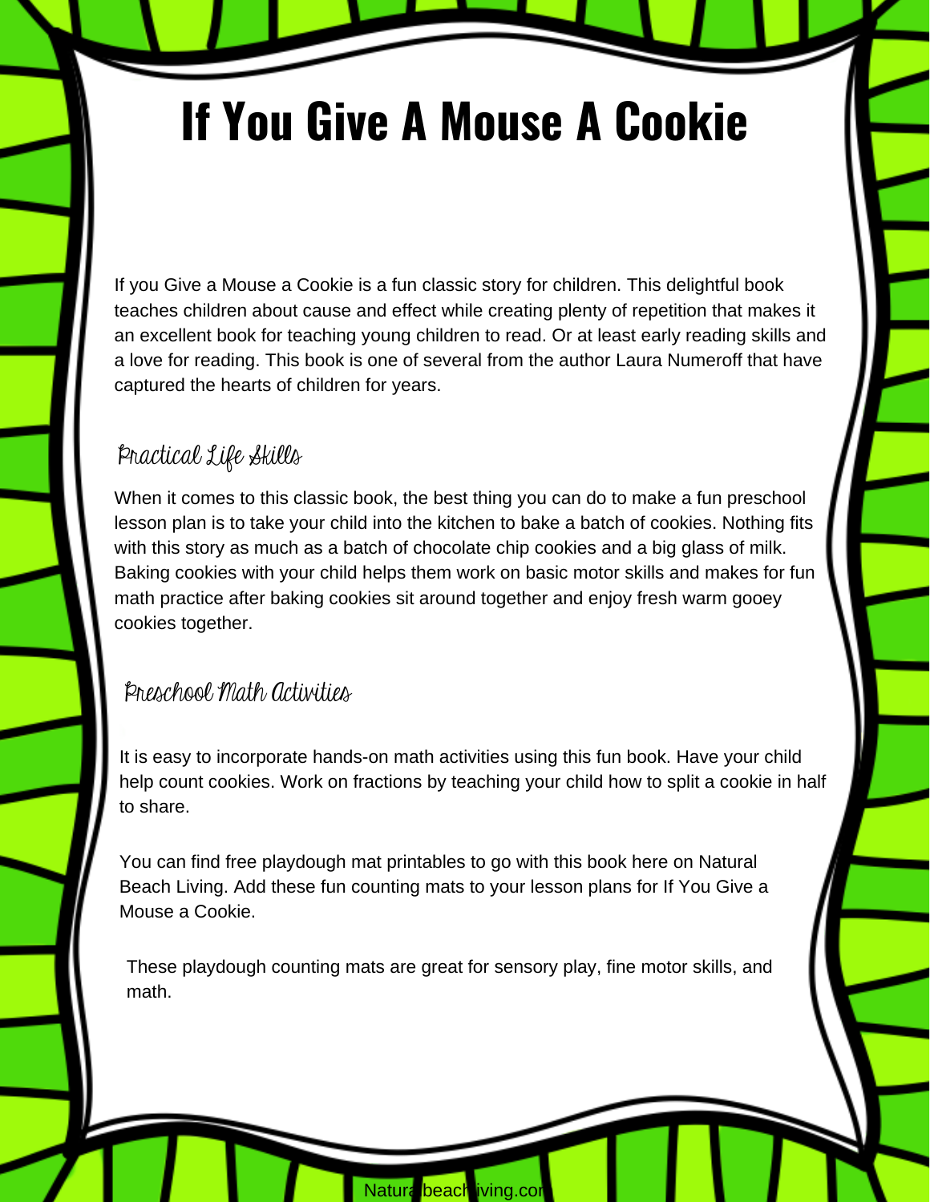# If You Give A Mouse A Cookie

If you Give a Mouse a Cookie is a fun classic story for children. This delightful book teaches children about cause and effect while creating plenty of repetition that makes it an excellent book for teaching young children to read. Or at least early reading skills and a love for reading. This book is one of several from the author Laura Numeroff that have captured the hearts of children for years.

## Practical Life Skills

When it comes to this classic book, the best thing you can do to make a fun preschool lesson plan is to take your child into the kitchen to bake a batch of cookies. Nothing fits with this story as much as a batch of chocolate chip cookies and a big glass of milk. Baking cookies with your child helps them work on basic motor skills and makes for fun math practice after baking cookies sit around together and enjoy fresh warm gooey cookies together.

## Preschool Math Activities

It is easy to incorporate hands-on math activities using this fun book. Have your child help count cookies. Work on fractions by teaching your child how to split a cookie in half to share.

You can find free playdough mat printables to go with this book here on Natural Beach Living. Add these fun counting mats to your lesson plans for If You Give a Mouse a Cookie.

These playdough counting mats are great for sensory play, fine motor skills, and math.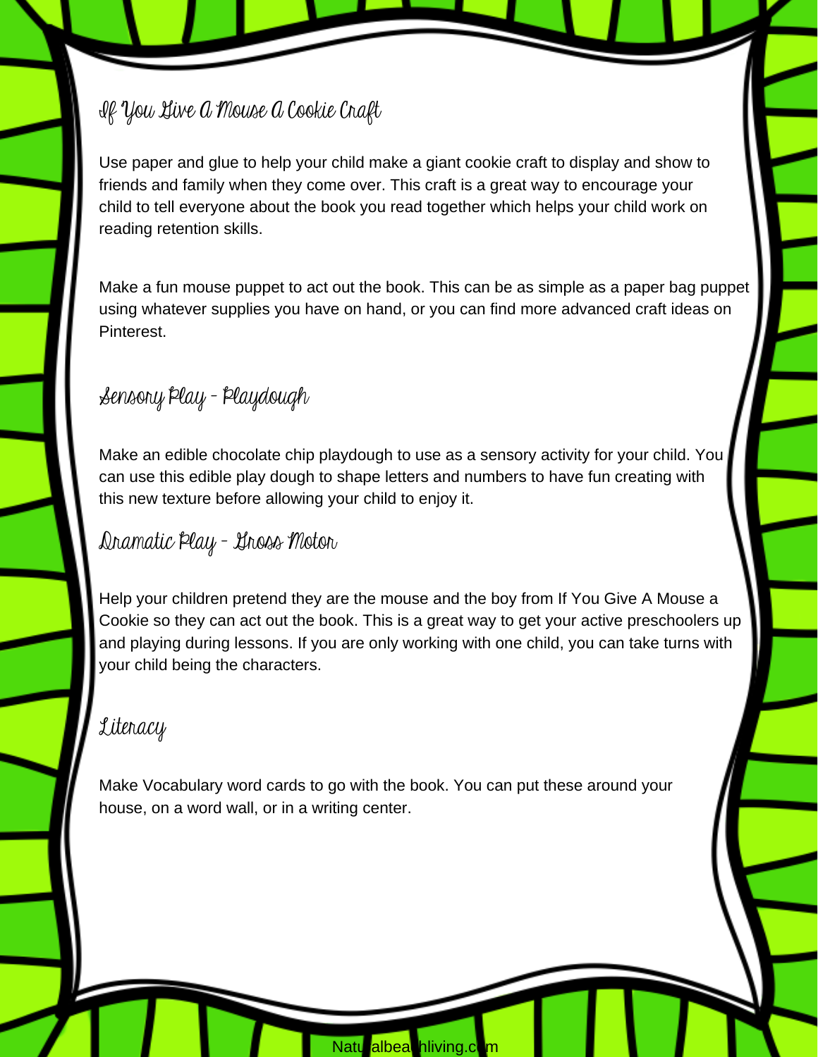## If You Give A Mouse A Cookie Craft

Use paper and glue to help your child make a giant cookie craft to display and show to friends and family when they come over. This craft is a great way to encourage your child to tell everyone about the book you read together which helps your child work on reading retention skills.

Make a fun mouse puppet to act out the book. This can be as simple as a paper bag puppet using whatever supplies you have on hand, or you can find more advanced craft ideas on Pinterest.

## Sensory Play - Playdough

Make an edible chocolate chip playdough to use as a sensory activity for your child. You can use this edible play dough to shape letters and numbers to have fun creating with this new texture before allowing your child to enjoy it.

## Dramatic Play - Gross Motor

Help your children pretend they are the mouse and the boy from If You Give A Mouse a Cookie so they can act out the book. This is a great way to get your active preschoolers up and playing during lessons. If you are only working with one child, you can take turns with your child being the characters.

## Literacy

Make Vocabulary word cards to go with the book. You can put these around your house, on a word wall, or in a writing center.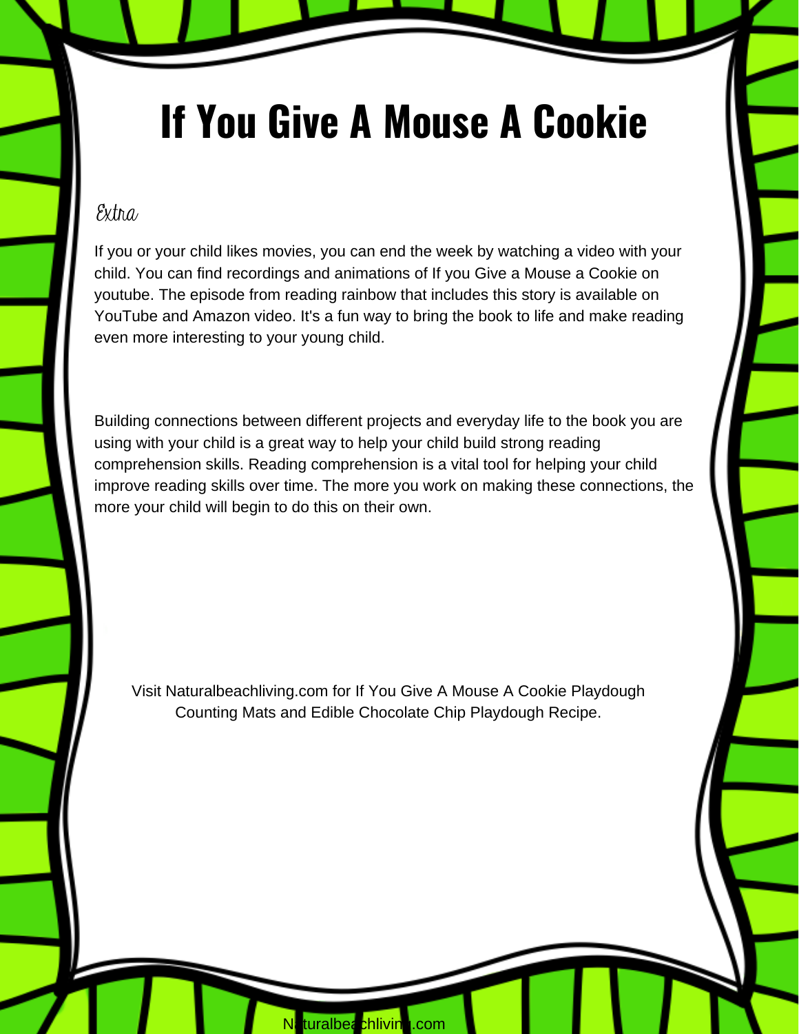# If You Give A Mouse A Cookie

## Extra

If you or your child likes movies, you can end the week by watching a video with your child. You can find recordings and animations of If you Give a Mouse a Cookie on youtube. The episode from reading rainbow that includes this story is available on YouTube and Amazon video. It's a fun way to bring the book to life and make reading even more interesting to your young child.

Building connections between different projects and everyday life to the book you are using with your child is a great way to help your child build strong reading comprehension skills. Reading comprehension is a vital tool for helping your child improve reading skills over time. The more you work on making these connections, the more your child will begin to do this on their own.

Visit Naturalbeachliving.com for If You Give A Mouse A Cookie Playdough Counting Mats and Edible Chocolate Chip Playdough Recipe.